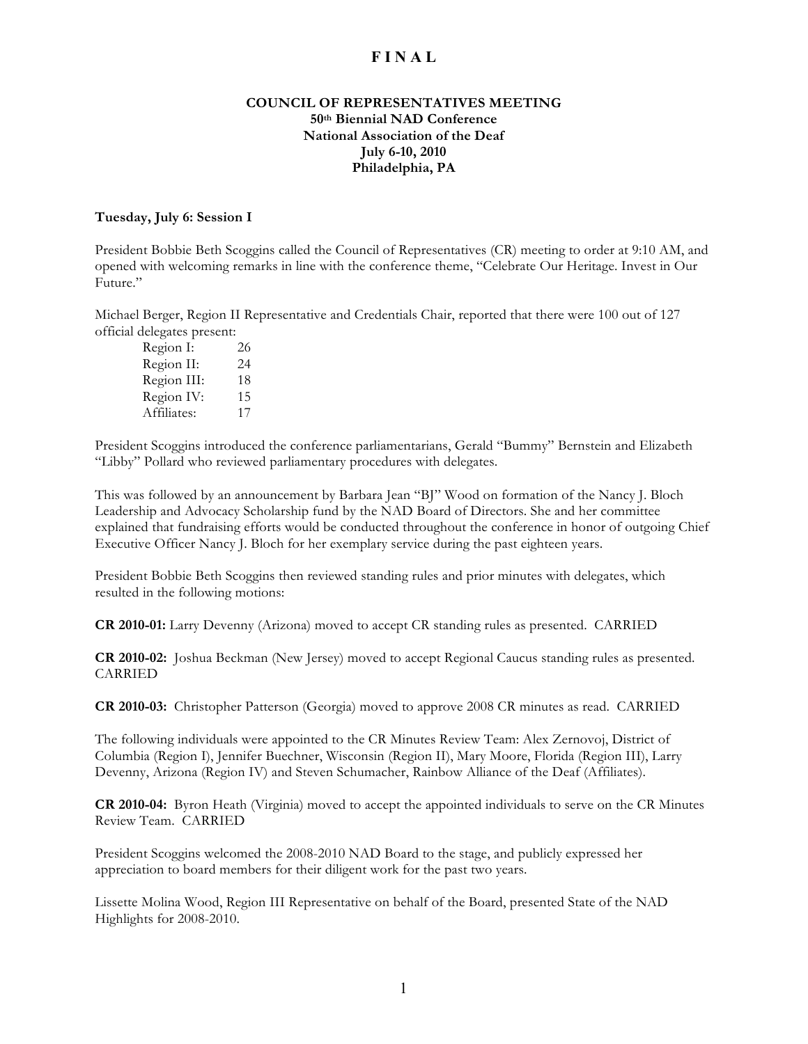# F I N A L

## COUNCIL OF REPRESENTATIVES MEETING
**50th Biennial NAD Conference**
**National Association of the Deaf**
**July 6-10, 2010**
**Philadelphia, PA**

**Tuesday, July 6: Session I**

President Bobbie Beth Scoggins called the Council of Representatives (CR) meeting to order at 9:10 AM, and opened with welcoming remarks in line with the conference theme, "Celebrate Our Heritage. Invest in Our Future."

Michael Berger, Region II Representative and Credentials Chair, reported that there were 100 out of 127 official delegates present:

| | |
|---|---|
| Region I: | 26 |
| Region II: | 24 |
| Region III: | 18 |
| Region IV: | 15 |
| Affiliates: | 17 |

President Scoggins introduced the conference parliamentarians, Gerald "Bummy" Bernstein and Elizabeth "Libby" Pollard who reviewed parliamentary procedures with delegates.

This was followed by an announcement by Barbara Jean "BJ" Wood on formation of the Nancy J. Bloch Leadership and Advocacy Scholarship fund by the NAD Board of Directors. She and her committee explained that fundraising efforts would be conducted throughout the conference in honor of outgoing Chief Executive Officer Nancy J. Bloch for her exemplary service during the past eighteen years.

President Bobbie Beth Scoggins then reviewed standing rules and prior minutes with delegates, which resulted in the following motions:

**CR 2010-01:** Larry Devenny (Arizona) moved to accept CR standing rules as presented. CARRIED

**CR 2010-02:** Joshua Beckman (New Jersey) moved to accept Regional Caucus standing rules as presented. CARRIED

**CR 2010-03:** Christopher Patterson (Georgia) moved to approve 2008 CR minutes as read. CARRIED

The following individuals were appointed to the CR Minutes Review Team: Alex Zernovoj, District of Columbia (Region I), Jennifer Buechner, Wisconsin (Region II), Mary Moore, Florida (Region III), Larry Devenny, Arizona (Region IV) and Steven Schumacher, Rainbow Alliance of the Deaf (Affiliates).

**CR 2010-04:** Byron Heath (Virginia) moved to accept the appointed individuals to serve on the CR Minutes Review Team. CARRIED

President Scoggins welcomed the 2008-2010 NAD Board to the stage, and publicly expressed her appreciation to board members for their diligent work for the past two years.

Lissette Molina Wood, Region III Representative on behalf of the Board, presented State of the NAD Highlights for 2008-2010.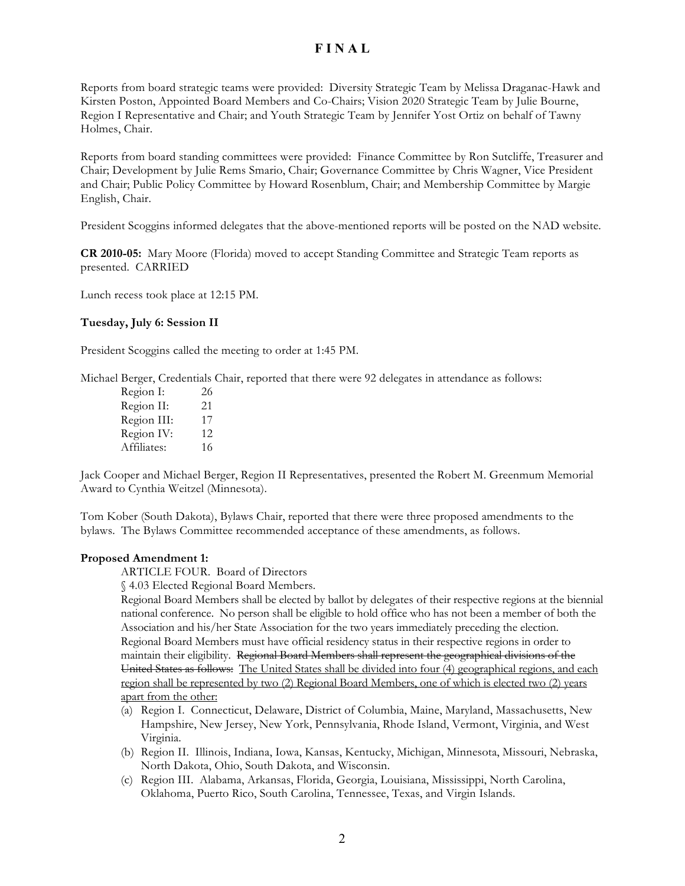Reports from board strategic teams were provided: Diversity Strategic Team by Melissa Draganac-Hawk and Kirsten Poston, Appointed Board Members and Co-Chairs; Vision 2020 Strategic Team by Julie Bourne, Region I Representative and Chair; and Youth Strategic Team by Jennifer Yost Ortiz on behalf of Tawny Holmes, Chair.

Reports from board standing committees were provided: Finance Committee by Ron Sutcliffe, Treasurer and Chair; Development by Julie Rems Smario, Chair; Governance Committee by Chris Wagner, Vice President and Chair; Public Policy Committee by Howard Rosenblum, Chair; and Membership Committee by Margie English, Chair.

President Scoggins informed delegates that the above-mentioned reports will be posted on the NAD website.

**CR 2010-05:** Mary Moore (Florida) moved to accept Standing Committee and Strategic Team reports as presented. CARRIED

Lunch recess took place at 12:15 PM.

**Tuesday, July 6: Session II**

President Scoggins called the meeting to order at 1:45 PM.

Michael Berger, Credentials Chair, reported that there were 92 delegates in attendance as follows:

| | |
|---|---|
| Region I: | 26 |
| Region II: | 21 |
| Region III: | 17 |
| Region IV: | 12 |
| Affiliates: | 16 |

Jack Cooper and Michael Berger, Region II Representatives, presented the Robert M. Greenmum Memorial Award to Cynthia Weitzel (Minnesota).

Tom Kober (South Dakota), Bylaws Chair, reported that there were three proposed amendments to the bylaws. The Bylaws Committee recommended acceptance of these amendments, as follows.

**Proposed Amendment 1:**

ARTICLE FOUR. Board of Directors

§ 4.03 Elected Regional Board Members.

Regional Board Members shall be elected by ballot by delegates of their respective regions at the biennial national conference. No person shall be eligible to hold office who has not been a member of both the Association and his/her State Association for the two years immediately preceding the election. Regional Board Members must have official residency status in their respective regions in order to maintain their eligibility. ~~Regional Board Members shall represent the geographical divisions of the United States as follows:~~ <u>The United States shall be divided into four (4) geographical regions, and each region shall be represented by two (2) Regional Board Members, one of which is elected two (2) years apart from the other:</u>

(a) Region I. Connecticut, Delaware, District of Columbia, Maine, Maryland, Massachusetts, New Hampshire, New Jersey, New York, Pennsylvania, Rhode Island, Vermont, Virginia, and West Virginia.

(b) Region II. Illinois, Indiana, Iowa, Kansas, Kentucky, Michigan, Minnesota, Missouri, Nebraska, North Dakota, Ohio, South Dakota, and Wisconsin.

(c) Region III. Alabama, Arkansas, Florida, Georgia, Louisiana, Mississippi, North Carolina, Oklahoma, Puerto Rico, South Carolina, Tennessee, Texas, and Virgin Islands.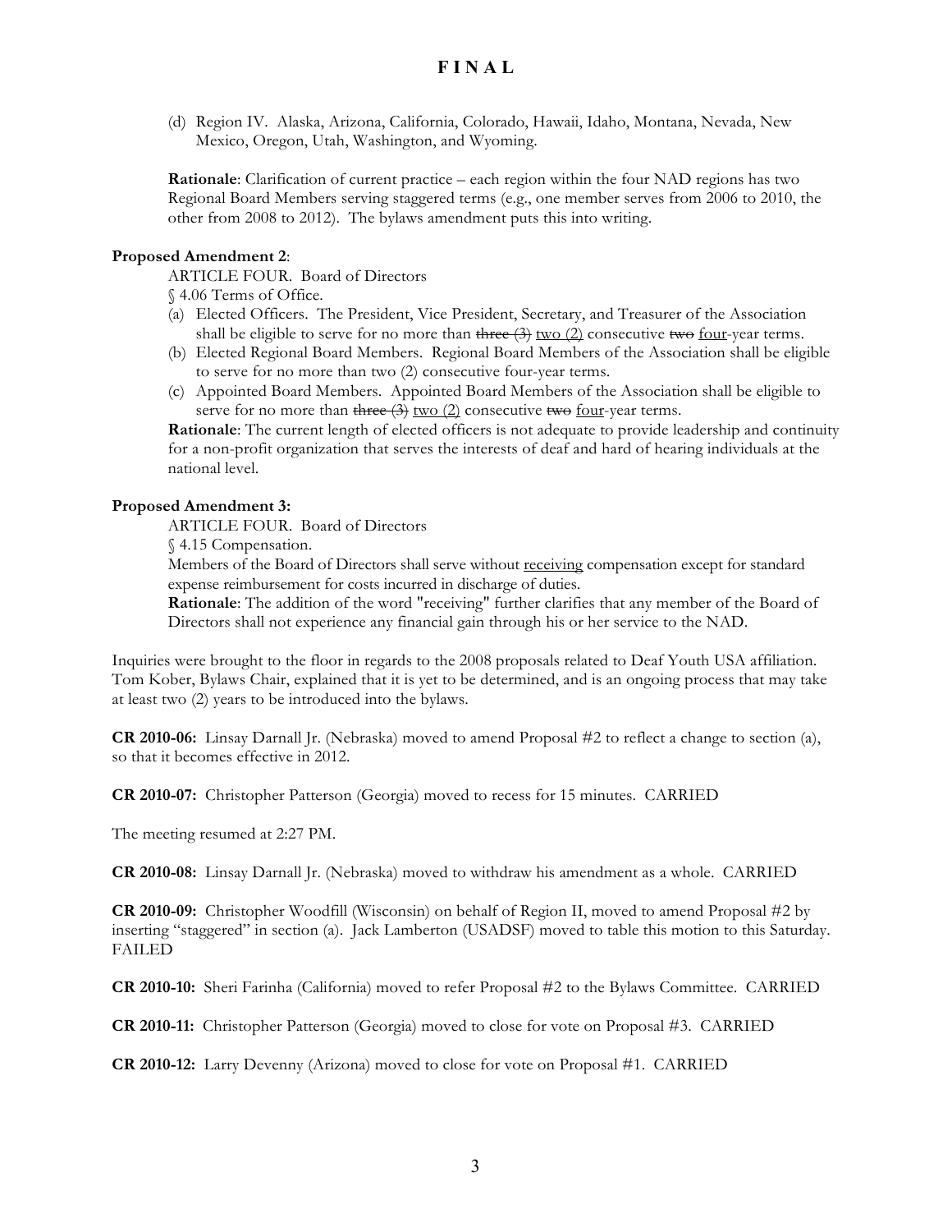(d) Region IV. Alaska, Arizona, California, Colorado, Hawaii, Idaho, Montana, Nevada, New Mexico, Oregon, Utah, Washington, and Wyoming.

**Rationale**: Clarification of current practice – each region within the four NAD regions has two Regional Board Members serving staggered terms (e.g., one member serves from 2006 to 2010, the other from 2008 to 2012). The bylaws amendment puts this into writing.

**Proposed Amendment 2**:

ARTICLE FOUR. Board of Directors

§ 4.06 Terms of Office.

(a) Elected Officers. The President, Vice President, Secretary, and Treasurer of the Association shall be eligible to serve for no more than ~~three (3)~~ <u>two (2)</u> consecutive ~~two~~ <u>four</u>-year terms.

(b) Elected Regional Board Members. Regional Board Members of the Association shall be eligible to serve for no more than two (2) consecutive four-year terms.

(c) Appointed Board Members. Appointed Board Members of the Association shall be eligible to serve for no more than ~~three (3)~~ <u>two (2)</u> consecutive ~~two~~ <u>four</u>-year terms.

**Rationale**: The current length of elected officers is not adequate to provide leadership and continuity for a non-profit organization that serves the interests of deaf and hard of hearing individuals at the national level.

**Proposed Amendment 3:**

ARTICLE FOUR. Board of Directors

§ 4.15 Compensation.

Members of the Board of Directors shall serve without <u>receiving</u> compensation except for standard expense reimbursement for costs incurred in discharge of duties.

**Rationale**: The addition of the word "receiving" further clarifies that any member of the Board of Directors shall not experience any financial gain through his or her service to the NAD.

Inquiries were brought to the floor in regards to the 2008 proposals related to Deaf Youth USA affiliation. Tom Kober, Bylaws Chair, explained that it is yet to be determined, and is an ongoing process that may take at least two (2) years to be introduced into the bylaws.

**CR 2010-06:** Linsay Darnall Jr. (Nebraska) moved to amend Proposal #2 to reflect a change to section (a), so that it becomes effective in 2012.

**CR 2010-07:** Christopher Patterson (Georgia) moved to recess for 15 minutes. CARRIED

The meeting resumed at 2:27 PM.

**CR 2010-08:** Linsay Darnall Jr. (Nebraska) moved to withdraw his amendment as a whole. CARRIED

**CR 2010-09:** Christopher Woodfill (Wisconsin) on behalf of Region II, moved to amend Proposal #2 by inserting "staggered" in section (a). Jack Lamberton (USADSF) moved to table this motion to this Saturday. FAILED

**CR 2010-10:** Sheri Farinha (California) moved to refer Proposal #2 to the Bylaws Committee. CARRIED

**CR 2010-11:** Christopher Patterson (Georgia) moved to close for vote on Proposal #3. CARRIED

**CR 2010-12:** Larry Devenny (Arizona) moved to close for vote on Proposal #1. CARRIED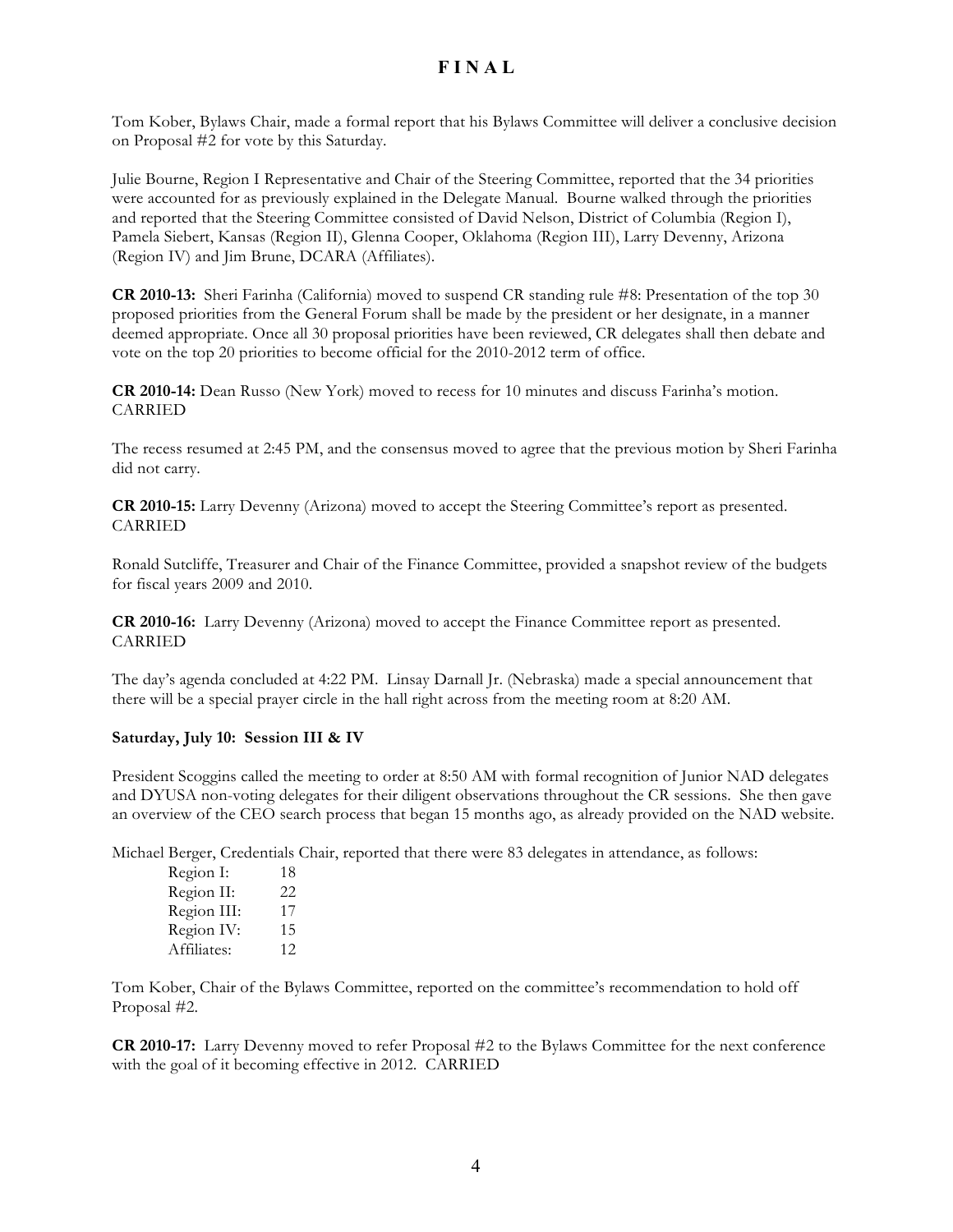**F I N A L**

Tom Kober, Bylaws Chair, made a formal report that his Bylaws Committee will deliver a conclusive decision on Proposal #2 for vote by this Saturday.

Julie Bourne, Region I Representative and Chair of the Steering Committee, reported that the 34 priorities were accounted for as previously explained in the Delegate Manual. Bourne walked through the priorities and reported that the Steering Committee consisted of David Nelson, District of Columbia (Region I), Pamela Siebert, Kansas (Region II), Glenna Cooper, Oklahoma (Region III), Larry Devenny, Arizona (Region IV) and Jim Brune, DCARA (Affiliates).

**CR 2010-13:** Sheri Farinha (California) moved to suspend CR standing rule #8: Presentation of the top 30 proposed priorities from the General Forum shall be made by the president or her designate, in a manner deemed appropriate. Once all 30 proposal priorities have been reviewed, CR delegates shall then debate and vote on the top 20 priorities to become official for the 2010-2012 term of office.

**CR 2010-14:** Dean Russo (New York) moved to recess for 10 minutes and discuss Farinha's motion. CARRIED

The recess resumed at 2:45 PM, and the consensus moved to agree that the previous motion by Sheri Farinha did not carry.

**CR 2010-15:** Larry Devenny (Arizona) moved to accept the Steering Committee's report as presented. CARRIED

Ronald Sutcliffe, Treasurer and Chair of the Finance Committee, provided a snapshot review of the budgets for fiscal years 2009 and 2010.

**CR 2010-16:** Larry Devenny (Arizona) moved to accept the Finance Committee report as presented. CARRIED

The day's agenda concluded at 4:22 PM. Linsay Darnall Jr. (Nebraska) made a special announcement that there will be a special prayer circle in the hall right across from the meeting room at 8:20 AM.

**Saturday, July 10: Session III & IV**

President Scoggins called the meeting to order at 8:50 AM with formal recognition of Junior NAD delegates and DYUSA non-voting delegates for their diligent observations throughout the CR sessions. She then gave an overview of the CEO search process that began 15 months ago, as already provided on the NAD website.

Michael Berger, Credentials Chair, reported that there were 83 delegates in attendance, as follows:

| | |
|---|---|
| Region I: | 18 |
| Region II: | 22 |
| Region III: | 17 |
| Region IV: | 15 |
| Affiliates: | 12 |

Tom Kober, Chair of the Bylaws Committee, reported on the committee's recommendation to hold off Proposal #2.

**CR 2010-17:** Larry Devenny moved to refer Proposal #2 to the Bylaws Committee for the next conference with the goal of it becoming effective in 2012. CARRIED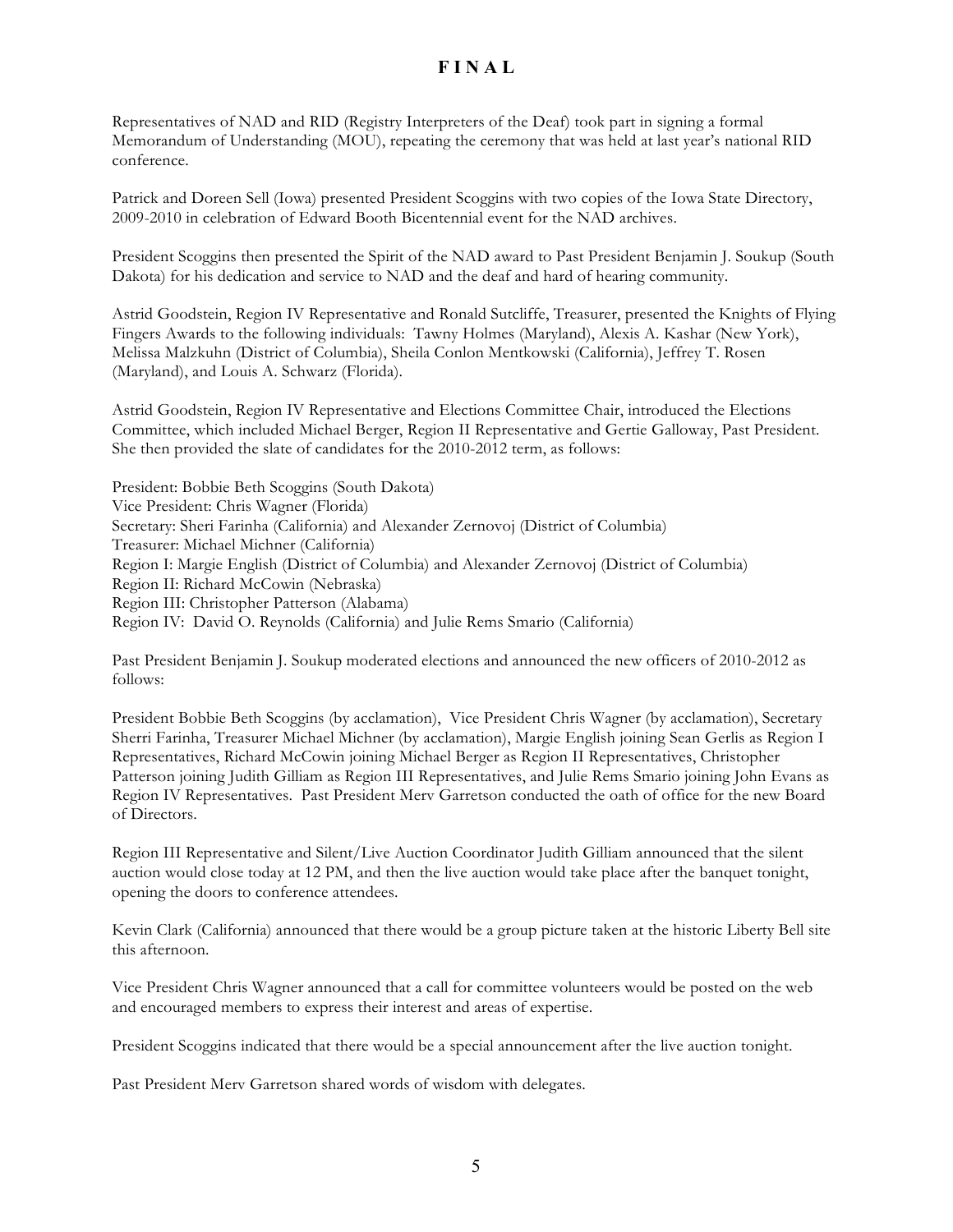**F I N A L**

Representatives of NAD and RID (Registry Interpreters of the Deaf) took part in signing a formal Memorandum of Understanding (MOU), repeating the ceremony that was held at last year's national RID conference.

Patrick and Doreen Sell (Iowa) presented President Scoggins with two copies of the Iowa State Directory, 2009-2010 in celebration of Edward Booth Bicentennial event for the NAD archives.

President Scoggins then presented the Spirit of the NAD award to Past President Benjamin J. Soukup (South Dakota) for his dedication and service to NAD and the deaf and hard of hearing community.

Astrid Goodstein, Region IV Representative and Ronald Sutcliffe, Treasurer, presented the Knights of Flying Fingers Awards to the following individuals: Tawny Holmes (Maryland), Alexis A. Kashar (New York), Melissa Malzkuhn (District of Columbia), Sheila Conlon Mentkowski (California), Jeffrey T. Rosen (Maryland), and Louis A. Schwarz (Florida).

Astrid Goodstein, Region IV Representative and Elections Committee Chair, introduced the Elections Committee, which included Michael Berger, Region II Representative and Gertie Galloway, Past President. She then provided the slate of candidates for the 2010-2012 term, as follows:

President: Bobbie Beth Scoggins (South Dakota)
Vice President: Chris Wagner (Florida)
Secretary: Sheri Farinha (California) and Alexander Zernovoj (District of Columbia)
Treasurer: Michael Michner (California)
Region I: Margie English (District of Columbia) and Alexander Zernovoj (District of Columbia)
Region II: Richard McCowin (Nebraska)
Region III: Christopher Patterson (Alabama)
Region IV: David O. Reynolds (California) and Julie Rems Smario (California)

Past President Benjamin J. Soukup moderated elections and announced the new officers of 2010-2012 as follows:

President Bobbie Beth Scoggins (by acclamation), Vice President Chris Wagner (by acclamation), Secretary Sherri Farinha, Treasurer Michael Michner (by acclamation), Margie English joining Sean Gerlis as Region I Representatives, Richard McCowin joining Michael Berger as Region II Representatives, Christopher Patterson joining Judith Gilliam as Region III Representatives, and Julie Rems Smario joining John Evans as Region IV Representatives. Past President Merv Garretson conducted the oath of office for the new Board of Directors.

Region III Representative and Silent/Live Auction Coordinator Judith Gilliam announced that the silent auction would close today at 12 PM, and then the live auction would take place after the banquet tonight, opening the doors to conference attendees.

Kevin Clark (California) announced that there would be a group picture taken at the historic Liberty Bell site this afternoon.

Vice President Chris Wagner announced that a call for committee volunteers would be posted on the web and encouraged members to express their interest and areas of expertise.

President Scoggins indicated that there would be a special announcement after the live auction tonight.

Past President Merv Garretson shared words of wisdom with delegates.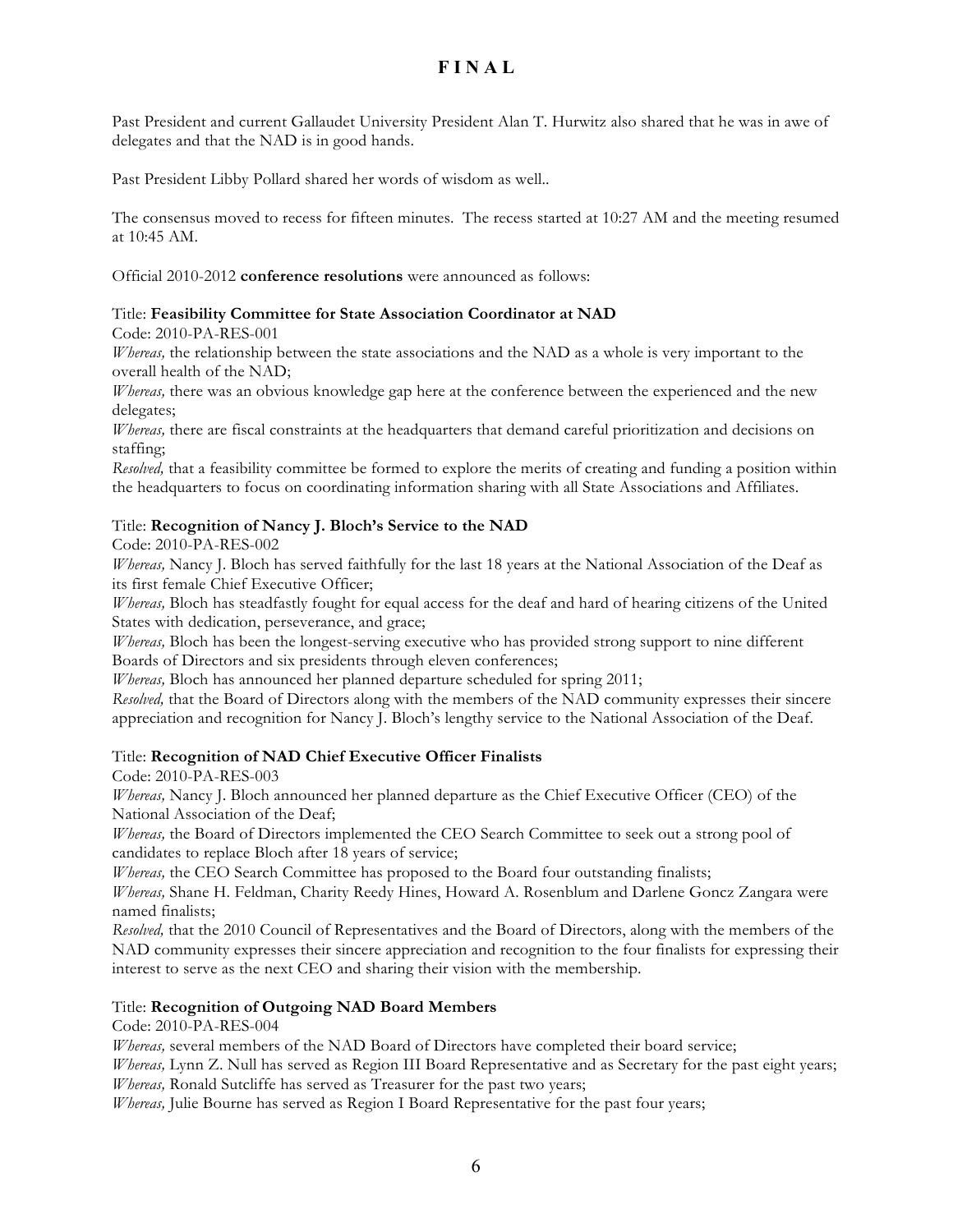**F I N A L**

Past President and current Gallaudet University President Alan T. Hurwitz also shared that he was in awe of delegates and that the NAD is in good hands.

Past President Libby Pollard shared her words of wisdom as well..

The consensus moved to recess for fifteen minutes. The recess started at 10:27 AM and the meeting resumed at 10:45 AM.

Official 2010-2012 **conference resolutions** were announced as follows:

Title: **Feasibility Committee for State Association Coordinator at NAD**
Code: 2010-PA-RES-001
*Whereas,* the relationship between the state associations and the NAD as a whole is very important to the overall health of the NAD;
*Whereas,* there was an obvious knowledge gap here at the conference between the experienced and the new delegates;
*Whereas,* there are fiscal constraints at the headquarters that demand careful prioritization and decisions on staffing;
*Resolved,* that a feasibility committee be formed to explore the merits of creating and funding a position within the headquarters to focus on coordinating information sharing with all State Associations and Affiliates.

Title: **Recognition of Nancy J. Bloch's Service to the NAD**
Code: 2010-PA-RES-002
*Whereas,* Nancy J. Bloch has served faithfully for the last 18 years at the National Association of the Deaf as its first female Chief Executive Officer;
*Whereas,* Bloch has steadfastly fought for equal access for the deaf and hard of hearing citizens of the United States with dedication, perseverance, and grace;
*Whereas,* Bloch has been the longest-serving executive who has provided strong support to nine different Boards of Directors and six presidents through eleven conferences;
*Whereas,* Bloch has announced her planned departure scheduled for spring 2011;
*Resolved,* that the Board of Directors along with the members of the NAD community expresses their sincere appreciation and recognition for Nancy J. Bloch's lengthy service to the National Association of the Deaf.

Title: **Recognition of NAD Chief Executive Officer Finalists**
Code: 2010-PA-RES-003
*Whereas,* Nancy J. Bloch announced her planned departure as the Chief Executive Officer (CEO) of the National Association of the Deaf;
*Whereas,* the Board of Directors implemented the CEO Search Committee to seek out a strong pool of candidates to replace Bloch after 18 years of service;
*Whereas,* the CEO Search Committee has proposed to the Board four outstanding finalists;
*Whereas,* Shane H. Feldman, Charity Reedy Hines, Howard A. Rosenblum and Darlene Goncz Zangara were named finalists;
*Resolved,* that the 2010 Council of Representatives and the Board of Directors, along with the members of the NAD community expresses their sincere appreciation and recognition to the four finalists for expressing their interest to serve as the next CEO and sharing their vision with the membership.

Title: **Recognition of Outgoing NAD Board Members**
Code: 2010-PA-RES-004
*Whereas,* several members of the NAD Board of Directors have completed their board service;
*Whereas,* Lynn Z. Null has served as Region III Board Representative and as Secretary for the past eight years;
*Whereas,* Ronald Sutcliffe has served as Treasurer for the past two years;
*Whereas,* Julie Bourne has served as Region I Board Representative for the past four years;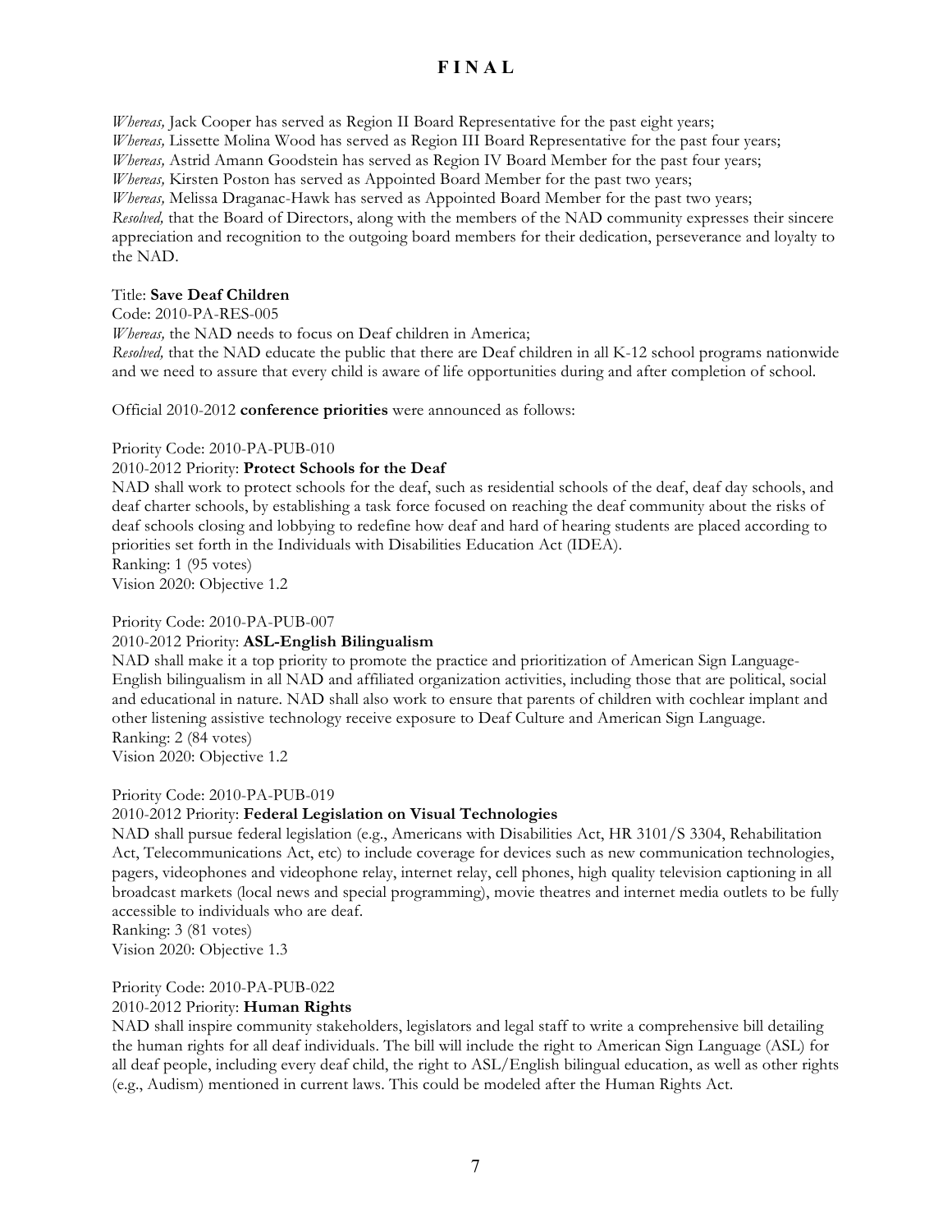*Whereas,* Jack Cooper has served as Region II Board Representative for the past eight years;
*Whereas,* Lissette Molina Wood has served as Region III Board Representative for the past four years;
*Whereas,* Astrid Amann Goodstein has served as Region IV Board Member for the past four years;
*Whereas,* Kirsten Poston has served as Appointed Board Member for the past two years;
*Whereas,* Melissa Draganac-Hawk has served as Appointed Board Member for the past two years;
*Resolved,* that the Board of Directors, along with the members of the NAD community expresses their sincere appreciation and recognition to the outgoing board members for their dedication, perseverance and loyalty to the NAD.

Title: **Save Deaf Children**
Code: 2010-PA-RES-005
*Whereas,* the NAD needs to focus on Deaf children in America;
*Resolved,* that the NAD educate the public that there are Deaf children in all K-12 school programs nationwide and we need to assure that every child is aware of life opportunities during and after completion of school.

Official 2010-2012 **conference priorities** were announced as follows:

Priority Code: 2010-PA-PUB-010
2010-2012 Priority: **Protect Schools for the Deaf**
NAD shall work to protect schools for the deaf, such as residential schools of the deaf, deaf day schools, and deaf charter schools, by establishing a task force focused on reaching the deaf community about the risks of deaf schools closing and lobbying to redefine how deaf and hard of hearing students are placed according to priorities set forth in the Individuals with Disabilities Education Act (IDEA).
Ranking: 1 (95 votes)
Vision 2020: Objective 1.2

Priority Code: 2010-PA-PUB-007
2010-2012 Priority: **ASL-English Bilingualism**
NAD shall make it a top priority to promote the practice and prioritization of American Sign Language-English bilingualism in all NAD and affiliated organization activities, including those that are political, social and educational in nature. NAD shall also work to ensure that parents of children with cochlear implant and other listening assistive technology receive exposure to Deaf Culture and American Sign Language.
Ranking: 2 (84 votes)
Vision 2020: Objective 1.2

Priority Code: 2010-PA-PUB-019
2010-2012 Priority: **Federal Legislation on Visual Technologies**
NAD shall pursue federal legislation (e.g., Americans with Disabilities Act, HR 3101/S 3304, Rehabilitation Act, Telecommunications Act, etc) to include coverage for devices such as new communication technologies, pagers, videophones and videophone relay, internet relay, cell phones, high quality television captioning in all broadcast markets (local news and special programming), movie theatres and internet media outlets to be fully accessible to individuals who are deaf.
Ranking: 3 (81 votes)
Vision 2020: Objective 1.3

Priority Code: 2010-PA-PUB-022
2010-2012 Priority: **Human Rights**
NAD shall inspire community stakeholders, legislators and legal staff to write a comprehensive bill detailing the human rights for all deaf individuals. The bill will include the right to American Sign Language (ASL) for all deaf people, including every deaf child, the right to ASL/English bilingual education, as well as other rights (e.g., Audism) mentioned in current laws. This could be modeled after the Human Rights Act.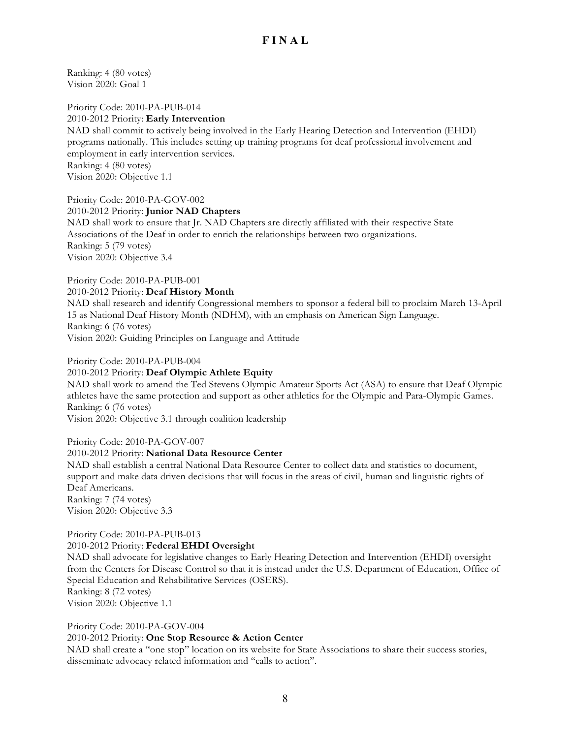Ranking: 4 (80 votes)
Vision 2020: Goal 1

Priority Code: 2010-PA-PUB-014
2010-2012 Priority: **Early Intervention**
NAD shall commit to actively being involved in the Early Hearing Detection and Intervention (EHDI) programs nationally. This includes setting up training programs for deaf professional involvement and employment in early intervention services.
Ranking: 4 (80 votes)
Vision 2020: Objective 1.1

Priority Code: 2010-PA-GOV-002
2010-2012 Priority: **Junior NAD Chapters**
NAD shall work to ensure that Jr. NAD Chapters are directly affiliated with their respective State Associations of the Deaf in order to enrich the relationships between two organizations.
Ranking: 5 (79 votes)
Vision 2020: Objective 3.4

Priority Code: 2010-PA-PUB-001
2010-2012 Priority: **Deaf History Month**
NAD shall research and identify Congressional members to sponsor a federal bill to proclaim March 13-April 15 as National Deaf History Month (NDHM), with an emphasis on American Sign Language.
Ranking: 6 (76 votes)
Vision 2020: Guiding Principles on Language and Attitude

Priority Code: 2010-PA-PUB-004
2010-2012 Priority: **Deaf Olympic Athlete Equity**
NAD shall work to amend the Ted Stevens Olympic Amateur Sports Act (ASA) to ensure that Deaf Olympic athletes have the same protection and support as other athletics for the Olympic and Para-Olympic Games.
Ranking: 6 (76 votes)
Vision 2020: Objective 3.1 through coalition leadership

Priority Code: 2010-PA-GOV-007
2010-2012 Priority: **National Data Resource Center**
NAD shall establish a central National Data Resource Center to collect data and statistics to document, support and make data driven decisions that will focus in the areas of civil, human and linguistic rights of Deaf Americans.
Ranking: 7 (74 votes)
Vision 2020: Objective 3.3

Priority Code: 2010-PA-PUB-013
2010-2012 Priority: **Federal EHDI Oversight**
NAD shall advocate for legislative changes to Early Hearing Detection and Intervention (EHDI) oversight from the Centers for Disease Control so that it is instead under the U.S. Department of Education, Office of Special Education and Rehabilitative Services (OSERS).
Ranking: 8 (72 votes)
Vision 2020: Objective 1.1

Priority Code: 2010-PA-GOV-004
2010-2012 Priority: **One Stop Resource & Action Center**
NAD shall create a "one stop" location on its website for State Associations to share their success stories, disseminate advocacy related information and "calls to action".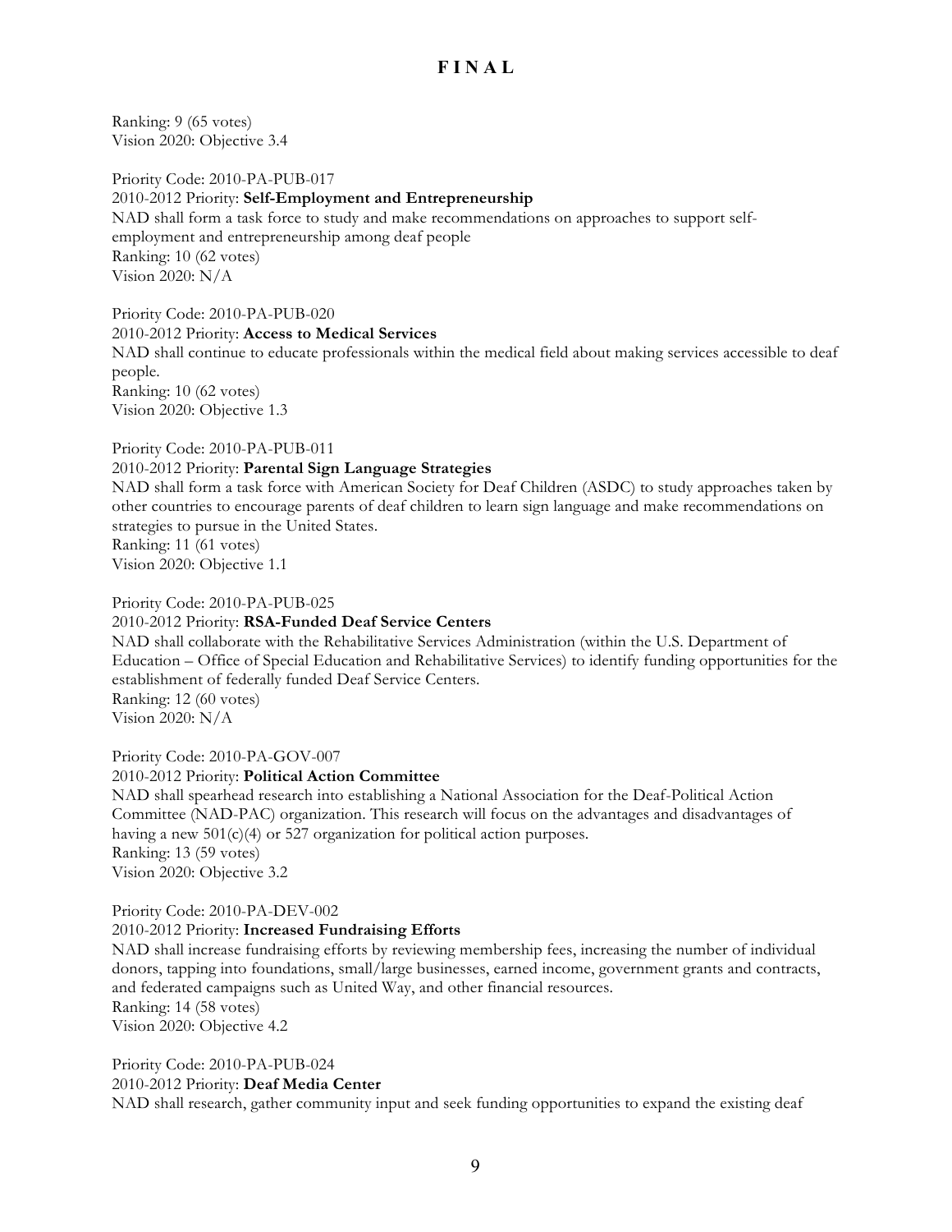Ranking: 9 (65 votes)
Vision 2020: Objective 3.4

Priority Code: 2010-PA-PUB-017
2010-2012 Priority: **Self-Employment and Entrepreneurship**
NAD shall form a task force to study and make recommendations on approaches to support self-employment and entrepreneurship among deaf people
Ranking: 10 (62 votes)
Vision 2020: N/A

Priority Code: 2010-PA-PUB-020
2010-2012 Priority: **Access to Medical Services**
NAD shall continue to educate professionals within the medical field about making services accessible to deaf people.
Ranking: 10 (62 votes)
Vision 2020: Objective 1.3

Priority Code: 2010-PA-PUB-011
2010-2012 Priority: **Parental Sign Language Strategies**
NAD shall form a task force with American Society for Deaf Children (ASDC) to study approaches taken by other countries to encourage parents of deaf children to learn sign language and make recommendations on strategies to pursue in the United States.
Ranking: 11 (61 votes)
Vision 2020: Objective 1.1

Priority Code: 2010-PA-PUB-025
2010-2012 Priority: **RSA-Funded Deaf Service Centers**
NAD shall collaborate with the Rehabilitative Services Administration (within the U.S. Department of Education – Office of Special Education and Rehabilitative Services) to identify funding opportunities for the establishment of federally funded Deaf Service Centers.
Ranking: 12 (60 votes)
Vision 2020: N/A

Priority Code: 2010-PA-GOV-007
2010-2012 Priority: **Political Action Committee**
NAD shall spearhead research into establishing a National Association for the Deaf-Political Action Committee (NAD-PAC) organization. This research will focus on the advantages and disadvantages of having a new 501(c)(4) or 527 organization for political action purposes.
Ranking: 13 (59 votes)
Vision 2020: Objective 3.2

Priority Code: 2010-PA-DEV-002
2010-2012 Priority: **Increased Fundraising Efforts**
NAD shall increase fundraising efforts by reviewing membership fees, increasing the number of individual donors, tapping into foundations, small/large businesses, earned income, government grants and contracts, and federated campaigns such as United Way, and other financial resources.
Ranking: 14 (58 votes)
Vision 2020: Objective 4.2

Priority Code: 2010-PA-PUB-024
2010-2012 Priority: **Deaf Media Center**
NAD shall research, gather community input and seek funding opportunities to expand the existing deaf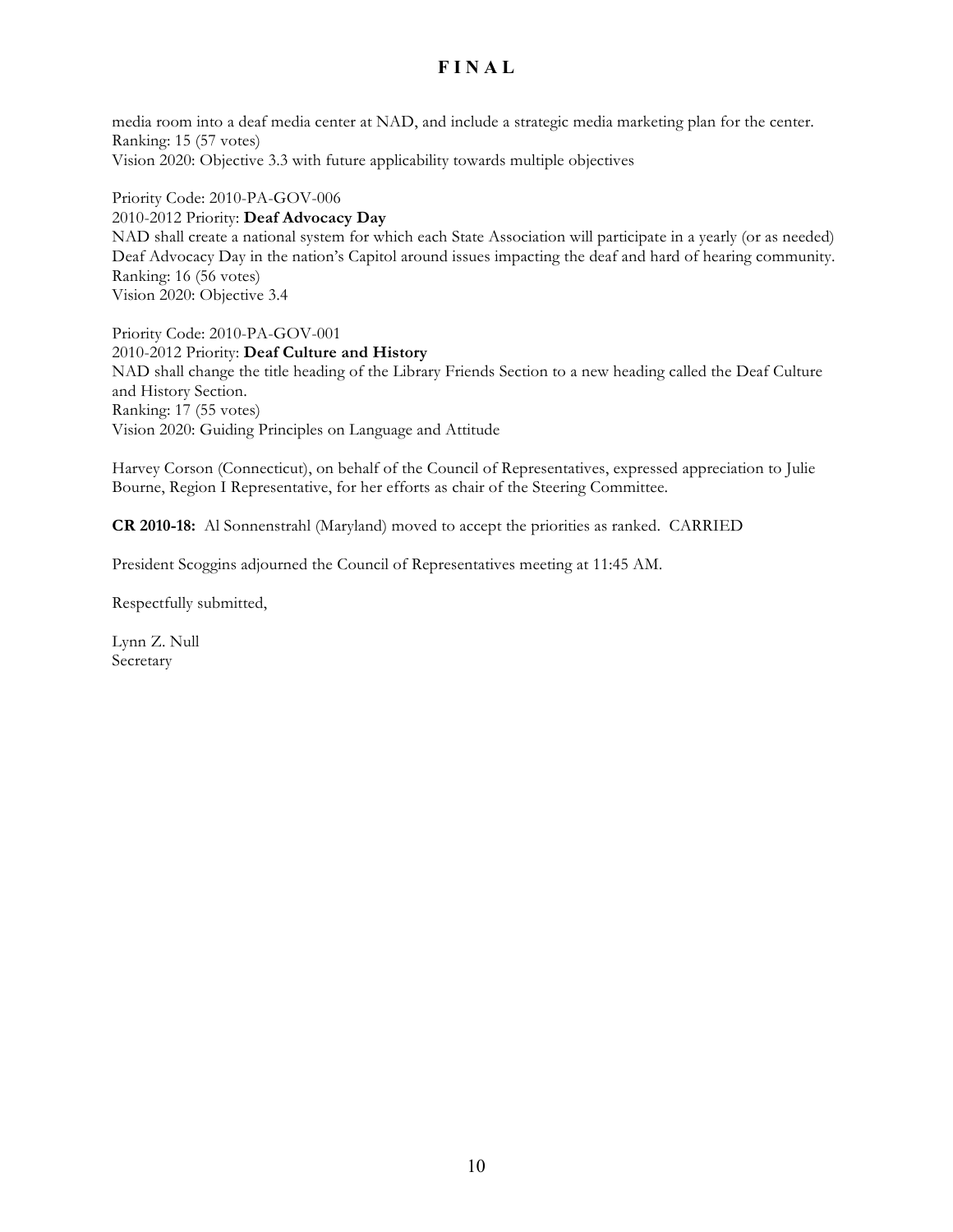media room into a deaf media center at NAD, and include a strategic media marketing plan for the center.
Ranking: 15 (57 votes)
Vision 2020: Objective 3.3 with future applicability towards multiple objectives

Priority Code: 2010-PA-GOV-006
2010-2012 Priority: **Deaf Advocacy Day**
NAD shall create a national system for which each State Association will participate in a yearly (or as needed) Deaf Advocacy Day in the nation's Capitol around issues impacting the deaf and hard of hearing community.
Ranking: 16 (56 votes)
Vision 2020: Objective 3.4

Priority Code: 2010-PA-GOV-001
2010-2012 Priority: **Deaf Culture and History**
NAD shall change the title heading of the Library Friends Section to a new heading called the Deaf Culture and History Section.
Ranking: 17 (55 votes)
Vision 2020: Guiding Principles on Language and Attitude

Harvey Corson (Connecticut), on behalf of the Council of Representatives, expressed appreciation to Julie Bourne, Region I Representative, for her efforts as chair of the Steering Committee.

**CR 2010-18:** Al Sonnenstrahl (Maryland) moved to accept the priorities as ranked. CARRIED

President Scoggins adjourned the Council of Representatives meeting at 11:45 AM.

Respectfully submitted,

Lynn Z. Null
Secretary